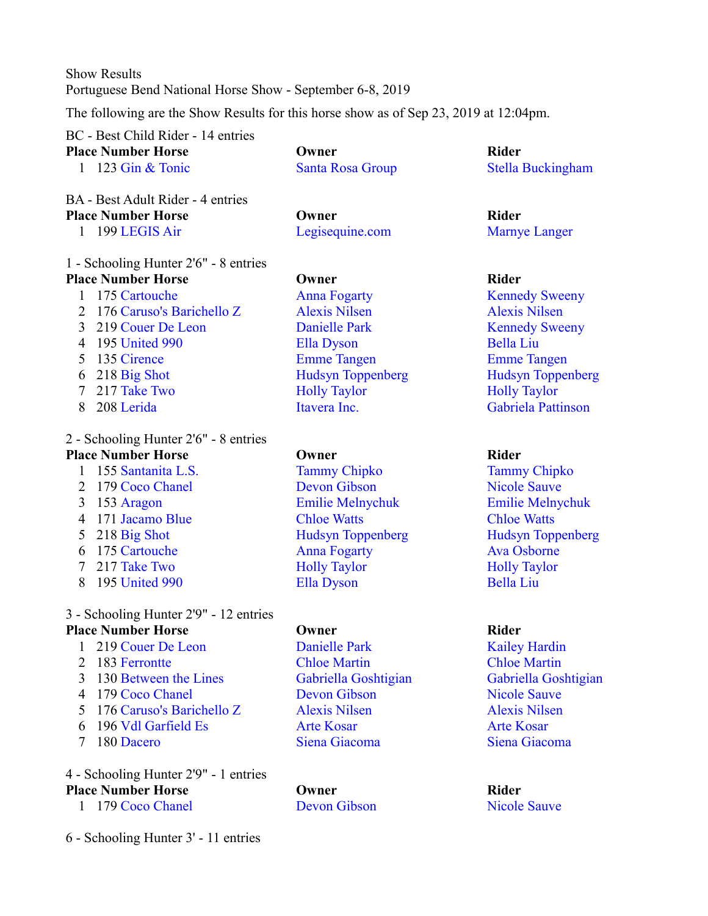Show Results

Portuguese Bend National Horse Show - September 6-8, 2019

The following are the Show Results for this horse show as of Sep 23, 2019 at 12:04pm.

BC - Best Child Rider - 14 entries

| Place | Number | Horse | Owner | Rider |
|---|---|---|---|---|
| 1 | 123 | Gin & Tonic | Santa Rosa Group | Stella Buckingham |

BA - Best Adult Rider - 4 entries

| Place | Number | Horse | Owner | Rider |
|---|---|---|---|---|
| 1 | 199 | LEGIS Air | Legisequine.com | Marnye Langer |

1 - Schooling Hunter 2'6" - 8 entries

| Place | Number | Horse | Owner | Rider |
|---|---|---|---|---|
| 1 | 175 | Cartouche | Anna Fogarty | Kennedy Sweeny |
| 2 | 176 | Caruso's Barichello Z | Alexis Nilsen | Alexis Nilsen |
| 3 | 219 | Couer De Leon | Danielle Park | Kennedy Sweeny |
| 4 | 195 | United 990 | Ella Dyson | Bella Liu |
| 5 | 135 | Cirence | Emme Tangen | Emme Tangen |
| 6 | 218 | Big Shot | Hudsyn Toppenberg | Hudsyn Toppenberg |
| 7 | 217 | Take Two | Holly Taylor | Holly Taylor |
| 8 | 208 | Lerida | Itavera Inc. | Gabriela Pattinson |

2 - Schooling Hunter 2'6" - 8 entries

| Place | Number | Horse | Owner | Rider |
|---|---|---|---|---|
| 1 | 155 | Santanita L.S. | Tammy Chipko | Tammy Chipko |
| 2 | 179 | Coco Chanel | Devon Gibson | Nicole Sauve |
| 3 | 153 | Aragon | Emilie Melnychuk | Emilie Melnychuk |
| 4 | 171 | Jacamo Blue | Chloe Watts | Chloe Watts |
| 5 | 218 | Big Shot | Hudsyn Toppenberg | Hudsyn Toppenberg |
| 6 | 175 | Cartouche | Anna Fogarty | Ava Osborne |
| 7 | 217 | Take Two | Holly Taylor | Holly Taylor |
| 8 | 195 | United 990 | Ella Dyson | Bella Liu |

3 - Schooling Hunter 2'9" - 12 entries

| Place | Number | Horse | Owner | Rider |
|---|---|---|---|---|
| 1 | 219 | Couer De Leon | Danielle Park | Kailey Hardin |
| 2 | 183 | Ferrontte | Chloe Martin | Chloe Martin |
| 3 | 130 | Between the Lines | Gabriella Goshtigian | Gabriella Goshtigian |
| 4 | 179 | Coco Chanel | Devon Gibson | Nicole Sauve |
| 5 | 176 | Caruso's Barichello Z | Alexis Nilsen | Alexis Nilsen |
| 6 | 196 | Vdl Garfield Es | Arte Kosar | Arte Kosar |
| 7 | 180 | Dacero | Siena Giacoma | Siena Giacoma |

4 - Schooling Hunter 2'9" - 1 entries

| Place | Number | Horse | Owner | Rider |
|---|---|---|---|---|
| 1 | 179 | Coco Chanel | Devon Gibson | Nicole Sauve |

6 - Schooling Hunter 3' - 11 entries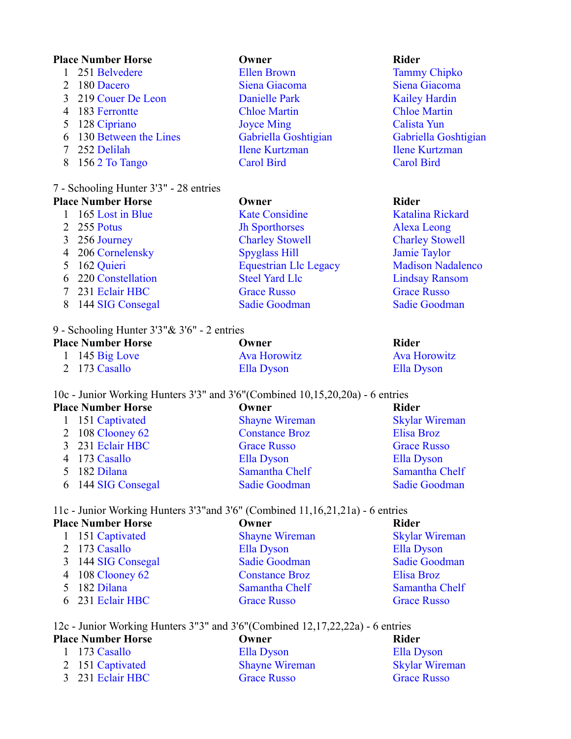| Place | Number | Horse | Owner | Rider |
|---|---|---|---|---|
| 1 | 251 | Belvedere | Ellen Brown | Tammy Chipko |
| 2 | 180 | Dacero | Siena Giacoma | Siena Giacoma |
| 3 | 219 | Couer De Leon | Danielle Park | Kailey Hardin |
| 4 | 183 | Ferrontte | Chloe Martin | Chloe Martin |
| 5 | 128 | Cipriano | Joyce Ming | Calista Yun |
| 6 | 130 | Between the Lines | Gabriella Goshtigian | Gabriella Goshtigian |
| 7 | 252 | Delilah | Ilene Kurtzman | Ilene Kurtzman |
| 8 | 156 | 2 To Tango | Carol Bird | Carol Bird |

7 - Schooling Hunter 3'3" - 28 entries

| Place | Number | Horse | Owner | Rider |
|---|---|---|---|---|
| 1 | 165 | Lost in Blue | Kate Considine | Katalina Rickard |
| 2 | 255 | Potus | Jh Sporthorses | Alexa Leong |
| 3 | 256 | Journey | Charley Stowell | Charley Stowell |
| 4 | 206 | Cornelensky | Spyglass Hill | Jamie Taylor |
| 5 | 162 | Quieri | Equestrian Llc Legacy | Madison Nadalenco |
| 6 | 220 | Constellation | Steel Yard Llc | Lindsay Ransom |
| 7 | 231 | Eclair HBC | Grace Russo | Grace Russo |
| 8 | 144 | SIG Consegal | Sadie Goodman | Sadie Goodman |

9 - Schooling Hunter 3'3"& 3'6" - 2 entries

| Place | Number | Horse | Owner | Rider |
|---|---|---|---|---|
| 1 | 145 | Big Love | Ava Horowitz | Ava Horowitz |
| 2 | 173 | Casallo | Ella Dyson | Ella Dyson |

10c - Junior Working Hunters 3'3" and 3'6"(Combined 10,15,20,20a) - 6 entries

| Place | Number | Horse | Owner | Rider |
|---|---|---|---|---|
| 1 | 151 | Captivated | Shayne Wireman | Skylar Wireman |
| 2 | 108 | Clooney 62 | Constance Broz | Elisa Broz |
| 3 | 231 | Eclair HBC | Grace Russo | Grace Russo |
| 4 | 173 | Casallo | Ella Dyson | Ella Dyson |
| 5 | 182 | Dilana | Samantha Chelf | Samantha Chelf |
| 6 | 144 | SIG Consegal | Sadie Goodman | Sadie Goodman |

11c - Junior Working Hunters 3'3"and 3'6" (Combined 11,16,21,21a) - 6 entries

| Place | Number | Horse | Owner | Rider |
|---|---|---|---|---|
| 1 | 151 | Captivated | Shayne Wireman | Skylar Wireman |
| 2 | 173 | Casallo | Ella Dyson | Ella Dyson |
| 3 | 144 | SIG Consegal | Sadie Goodman | Sadie Goodman |
| 4 | 108 | Clooney 62 | Constance Broz | Elisa Broz |
| 5 | 182 | Dilana | Samantha Chelf | Samantha Chelf |
| 6 | 231 | Eclair HBC | Grace Russo | Grace Russo |

12c - Junior Working Hunters 3"3" and 3'6"(Combined 12,17,22,22a) - 6 entries

| Place | Number | Horse | Owner | Rider |
|---|---|---|---|---|
| 1 | 173 | Casallo | Ella Dyson | Ella Dyson |
| 2 | 151 | Captivated | Shayne Wireman | Skylar Wireman |
| 3 | 231 | Eclair HBC | Grace Russo | Grace Russo |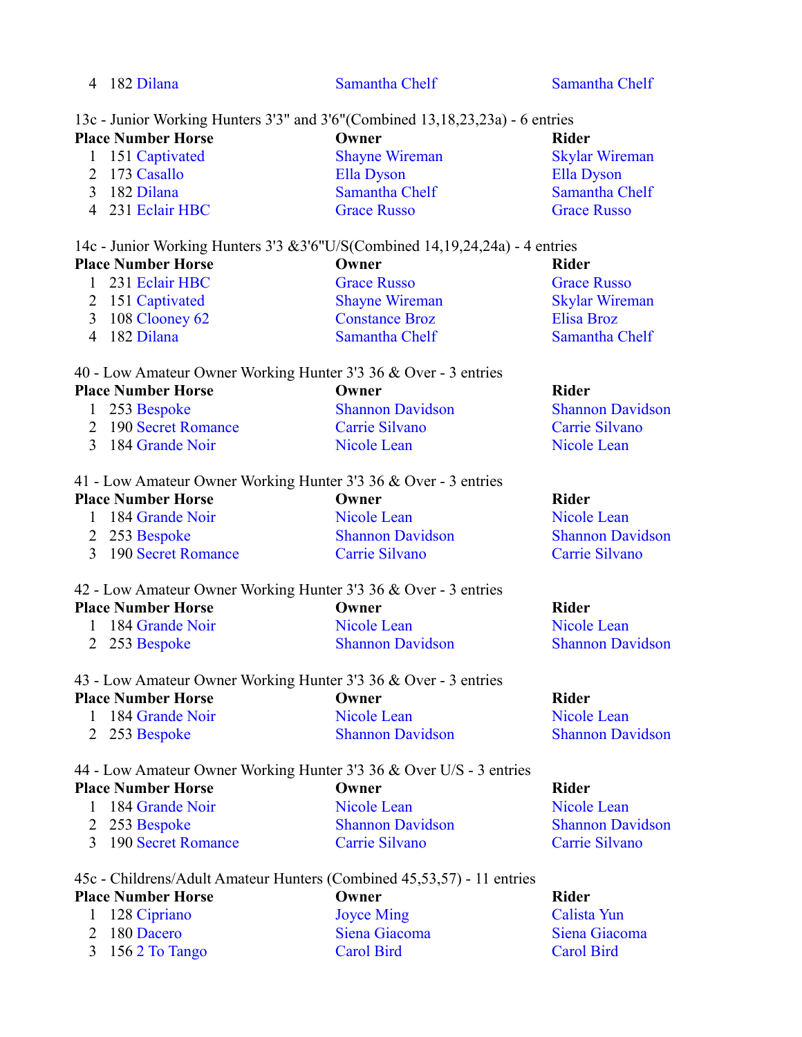| Place | Number | Horse | Owner | Rider |
|---|---|---|---|---|
| 4 | 182 | Dilana | Samantha Chelf | Samantha Chelf |

13c - Junior Working Hunters 3'3" and 3'6"(Combined 13,18,23,23a) - 6 entries

| Place | Number | Horse | Owner | Rider |
|---|---|---|---|---|
| 1 | 151 | Captivated | Shayne Wireman | Skylar Wireman |
| 2 | 173 | Casallo | Ella Dyson | Ella Dyson |
| 3 | 182 | Dilana | Samantha Chelf | Samantha Chelf |
| 4 | 231 | Eclair HBC | Grace Russo | Grace Russo |

14c - Junior Working Hunters 3'3 &3'6"U/S(Combined 14,19,24,24a) - 4 entries

| Place | Number | Horse | Owner | Rider |
|---|---|---|---|---|
| 1 | 231 | Eclair HBC | Grace Russo | Grace Russo |
| 2 | 151 | Captivated | Shayne Wireman | Skylar Wireman |
| 3 | 108 | Clooney 62 | Constance Broz | Elisa Broz |
| 4 | 182 | Dilana | Samantha Chelf | Samantha Chelf |

40 - Low Amateur Owner Working Hunter 3'3 36 & Over - 3 entries

| Place | Number | Horse | Owner | Rider |
|---|---|---|---|---|
| 1 | 253 | Bespoke | Shannon Davidson | Shannon Davidson |
| 2 | 190 | Secret Romance | Carrie Silvano | Carrie Silvano |
| 3 | 184 | Grande Noir | Nicole Lean | Nicole Lean |

41 - Low Amateur Owner Working Hunter 3'3 36 & Over - 3 entries

| Place | Number | Horse | Owner | Rider |
|---|---|---|---|---|
| 1 | 184 | Grande Noir | Nicole Lean | Nicole Lean |
| 2 | 253 | Bespoke | Shannon Davidson | Shannon Davidson |
| 3 | 190 | Secret Romance | Carrie Silvano | Carrie Silvano |

42 - Low Amateur Owner Working Hunter 3'3 36 & Over - 3 entries

| Place | Number | Horse | Owner | Rider |
|---|---|---|---|---|
| 1 | 184 | Grande Noir | Nicole Lean | Nicole Lean |
| 2 | 253 | Bespoke | Shannon Davidson | Shannon Davidson |

43 - Low Amateur Owner Working Hunter 3'3 36 & Over - 3 entries

| Place | Number | Horse | Owner | Rider |
|---|---|---|---|---|
| 1 | 184 | Grande Noir | Nicole Lean | Nicole Lean |
| 2 | 253 | Bespoke | Shannon Davidson | Shannon Davidson |

44 - Low Amateur Owner Working Hunter 3'3 36 & Over U/S - 3 entries

| Place | Number | Horse | Owner | Rider |
|---|---|---|---|---|
| 1 | 184 | Grande Noir | Nicole Lean | Nicole Lean |
| 2 | 253 | Bespoke | Shannon Davidson | Shannon Davidson |
| 3 | 190 | Secret Romance | Carrie Silvano | Carrie Silvano |

45c - Childrens/Adult Amateur Hunters (Combined 45,53,57) - 11 entries

| Place | Number | Horse | Owner | Rider |
|---|---|---|---|---|
| 1 | 128 | Cipriano | Joyce Ming | Calista Yun |
| 2 | 180 | Dacero | Siena Giacoma | Siena Giacoma |
| 3 | 156 | 2 To Tango | Carol Bird | Carol Bird |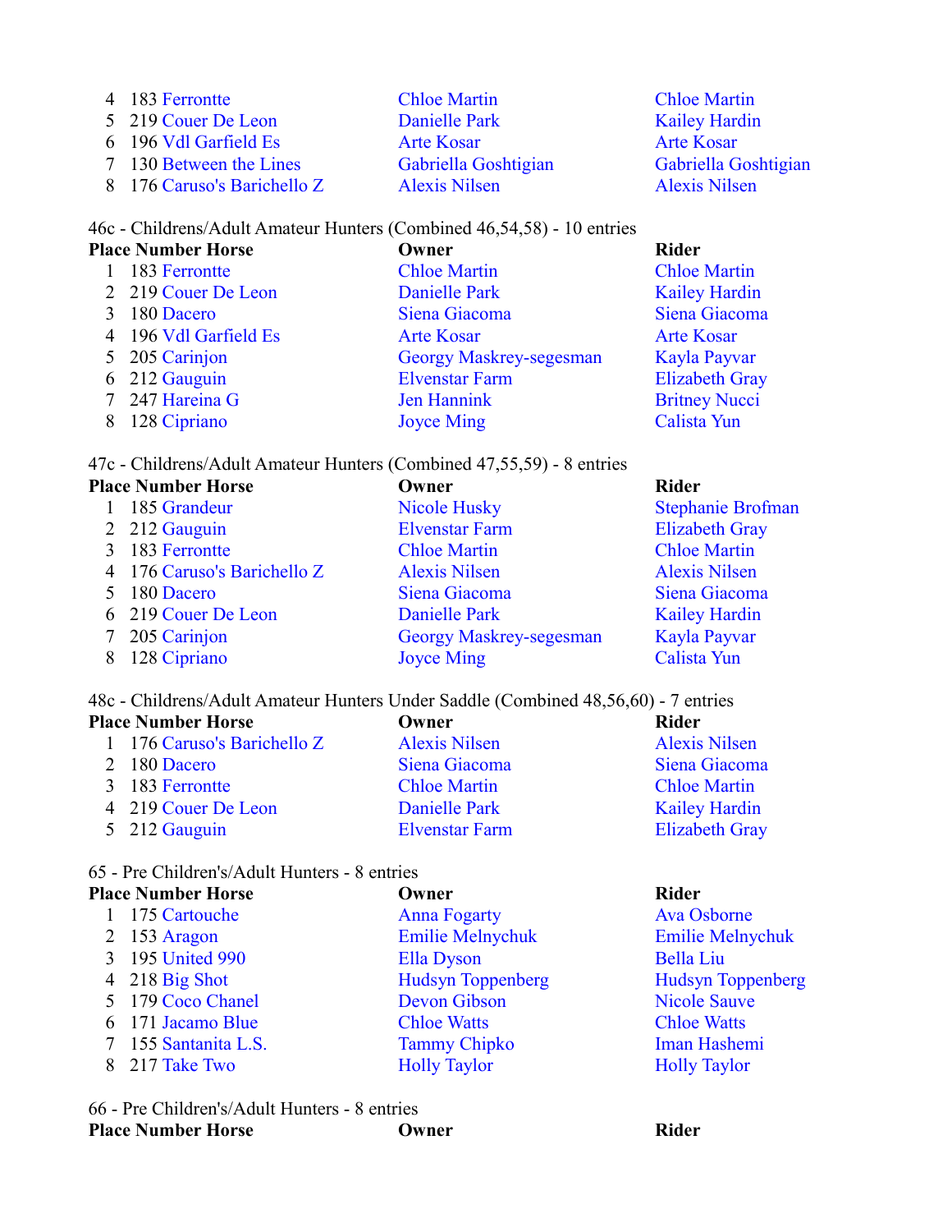| Place | Number | Horse | Owner | Rider |
|---|---|---|---|---|
| 4 | 183 | Ferrontte | Chloe Martin | Chloe Martin |
| 5 | 219 | Couer De Leon | Danielle Park | Kailey Hardin |
| 6 | 196 | Vdl Garfield Es | Arte Kosar | Arte Kosar |
| 7 | 130 | Between the Lines | Gabriella Goshtigian | Gabriella Goshtigian |
| 8 | 176 | Caruso's Barichello Z | Alexis Nilsen | Alexis Nilsen |

46c - Childrens/Adult Amateur Hunters (Combined 46,54,58) - 10 entries

| Place | Number | Horse | Owner | Rider |
|---|---|---|---|---|
| 1 | 183 | Ferrontte | Chloe Martin | Chloe Martin |
| 2 | 219 | Couer De Leon | Danielle Park | Kailey Hardin |
| 3 | 180 | Dacero | Siena Giacoma | Siena Giacoma |
| 4 | 196 | Vdl Garfield Es | Arte Kosar | Arte Kosar |
| 5 | 205 | Carinjon | Georgy Maskrey-segesman | Kayla Payvar |
| 6 | 212 | Gauguin | Elvenstar Farm | Elizabeth Gray |
| 7 | 247 | Hareina G | Jen Hannink | Britney Nucci |
| 8 | 128 | Cipriano | Joyce Ming | Calista Yun |

47c - Childrens/Adult Amateur Hunters (Combined 47,55,59) - 8 entries

| Place | Number | Horse | Owner | Rider |
|---|---|---|---|---|
| 1 | 185 | Grandeur | Nicole Husky | Stephanie Brofman |
| 2 | 212 | Gauguin | Elvenstar Farm | Elizabeth Gray |
| 3 | 183 | Ferrontte | Chloe Martin | Chloe Martin |
| 4 | 176 | Caruso's Barichello Z | Alexis Nilsen | Alexis Nilsen |
| 5 | 180 | Dacero | Siena Giacoma | Siena Giacoma |
| 6 | 219 | Couer De Leon | Danielle Park | Kailey Hardin |
| 7 | 205 | Carinjon | Georgy Maskrey-segesman | Kayla Payvar |
| 8 | 128 | Cipriano | Joyce Ming | Calista Yun |

48c - Childrens/Adult Amateur Hunters Under Saddle (Combined 48,56,60) - 7 entries

| Place | Number | Horse | Owner | Rider |
|---|---|---|---|---|
| 1 | 176 | Caruso's Barichello Z | Alexis Nilsen | Alexis Nilsen |
| 2 | 180 | Dacero | Siena Giacoma | Siena Giacoma |
| 3 | 183 | Ferrontte | Chloe Martin | Chloe Martin |
| 4 | 219 | Couer De Leon | Danielle Park | Kailey Hardin |
| 5 | 212 | Gauguin | Elvenstar Farm | Elizabeth Gray |

65 - Pre Children's/Adult Hunters - 8 entries

| Place | Number | Horse | Owner | Rider |
|---|---|---|---|---|
| 1 | 175 | Cartouche | Anna Fogarty | Ava Osborne |
| 2 | 153 | Aragon | Emilie Melnychuk | Emilie Melnychuk |
| 3 | 195 | United 990 | Ella Dyson | Bella Liu |
| 4 | 218 | Big Shot | Hudsyn Toppenberg | Hudsyn Toppenberg |
| 5 | 179 | Coco Chanel | Devon Gibson | Nicole Sauve |
| 6 | 171 | Jacamo Blue | Chloe Watts | Chloe Watts |
| 7 | 155 | Santanita L.S. | Tammy Chipko | Iman Hashemi |
| 8 | 217 | Take Two | Holly Taylor | Holly Taylor |

66 - Pre Children's/Adult Hunters - 8 entries

| Place | Number | Horse | Owner | Rider |
|---|---|---|---|---|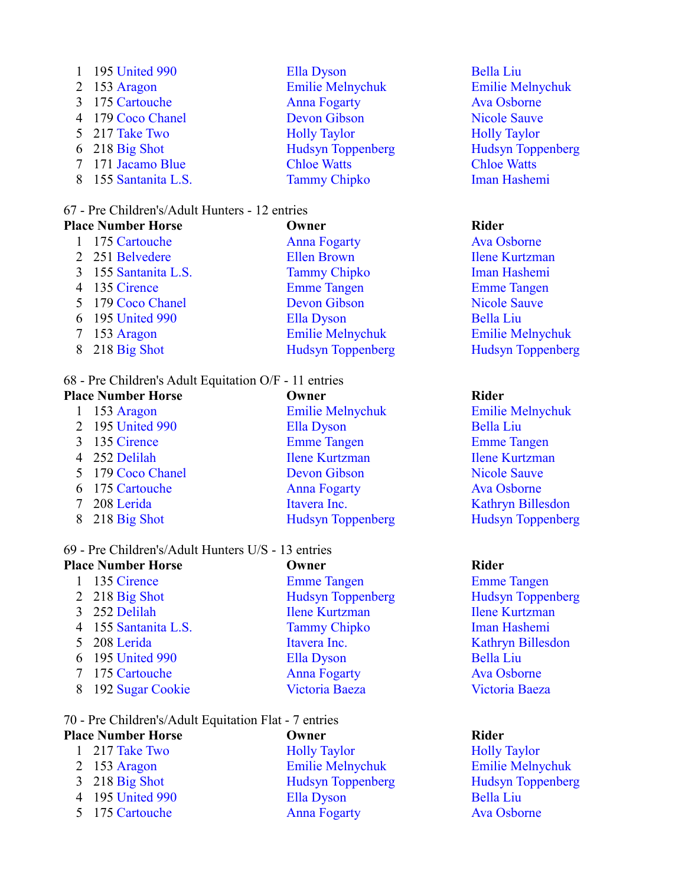| Place | Number | Horse | Owner | Rider |
|---|---|---|---|---|
| 1 | 195 | United 990 | Ella Dyson | Bella Liu |
| 2 | 153 | Aragon | Emilie Melnychuk | Emilie Melnychuk |
| 3 | 175 | Cartouche | Anna Fogarty | Ava Osborne |
| 4 | 179 | Coco Chanel | Devon Gibson | Nicole Sauve |
| 5 | 217 | Take Two | Holly Taylor | Holly Taylor |
| 6 | 218 | Big Shot | Hudsyn Toppenberg | Hudsyn Toppenberg |
| 7 | 171 | Jacamo Blue | Chloe Watts | Chloe Watts |
| 8 | 155 | Santanita L.S. | Tammy Chipko | Iman Hashemi |

67 - Pre Children's/Adult Hunters - 12 entries

| Place | Number | Horse | Owner | Rider |
|---|---|---|---|---|
| 1 | 175 | Cartouche | Anna Fogarty | Ava Osborne |
| 2 | 251 | Belvedere | Ellen Brown | Ilene Kurtzman |
| 3 | 155 | Santanita L.S. | Tammy Chipko | Iman Hashemi |
| 4 | 135 | Cirence | Emme Tangen | Emme Tangen |
| 5 | 179 | Coco Chanel | Devon Gibson | Nicole Sauve |
| 6 | 195 | United 990 | Ella Dyson | Bella Liu |
| 7 | 153 | Aragon | Emilie Melnychuk | Emilie Melnychuk |
| 8 | 218 | Big Shot | Hudsyn Toppenberg | Hudsyn Toppenberg |

68 - Pre Children's Adult Equitation O/F - 11 entries

| Place | Number | Horse | Owner | Rider |
|---|---|---|---|---|
| 1 | 153 | Aragon | Emilie Melnychuk | Emilie Melnychuk |
| 2 | 195 | United 990 | Ella Dyson | Bella Liu |
| 3 | 135 | Cirence | Emme Tangen | Emme Tangen |
| 4 | 252 | Delilah | Ilene Kurtzman | Ilene Kurtzman |
| 5 | 179 | Coco Chanel | Devon Gibson | Nicole Sauve |
| 6 | 175 | Cartouche | Anna Fogarty | Ava Osborne |
| 7 | 208 | Lerida | Itavera Inc. | Kathryn Billesdon |
| 8 | 218 | Big Shot | Hudsyn Toppenberg | Hudsyn Toppenberg |

69 - Pre Children's/Adult Hunters U/S - 13 entries

| Place | Number | Horse | Owner | Rider |
|---|---|---|---|---|
| 1 | 135 | Cirence | Emme Tangen | Emme Tangen |
| 2 | 218 | Big Shot | Hudsyn Toppenberg | Hudsyn Toppenberg |
| 3 | 252 | Delilah | Ilene Kurtzman | Ilene Kurtzman |
| 4 | 155 | Santanita L.S. | Tammy Chipko | Iman Hashemi |
| 5 | 208 | Lerida | Itavera Inc. | Kathryn Billesdon |
| 6 | 195 | United 990 | Ella Dyson | Bella Liu |
| 7 | 175 | Cartouche | Anna Fogarty | Ava Osborne |
| 8 | 192 | Sugar Cookie | Victoria Baeza | Victoria Baeza |

70 - Pre Children's/Adult Equitation Flat - 7 entries

| Place | Number | Horse | Owner | Rider |
|---|---|---|---|---|
| 1 | 217 | Take Two | Holly Taylor | Holly Taylor |
| 2 | 153 | Aragon | Emilie Melnychuk | Emilie Melnychuk |
| 3 | 218 | Big Shot | Hudsyn Toppenberg | Hudsyn Toppenberg |
| 4 | 195 | United 990 | Ella Dyson | Bella Liu |
| 5 | 175 | Cartouche | Anna Fogarty | Ava Osborne |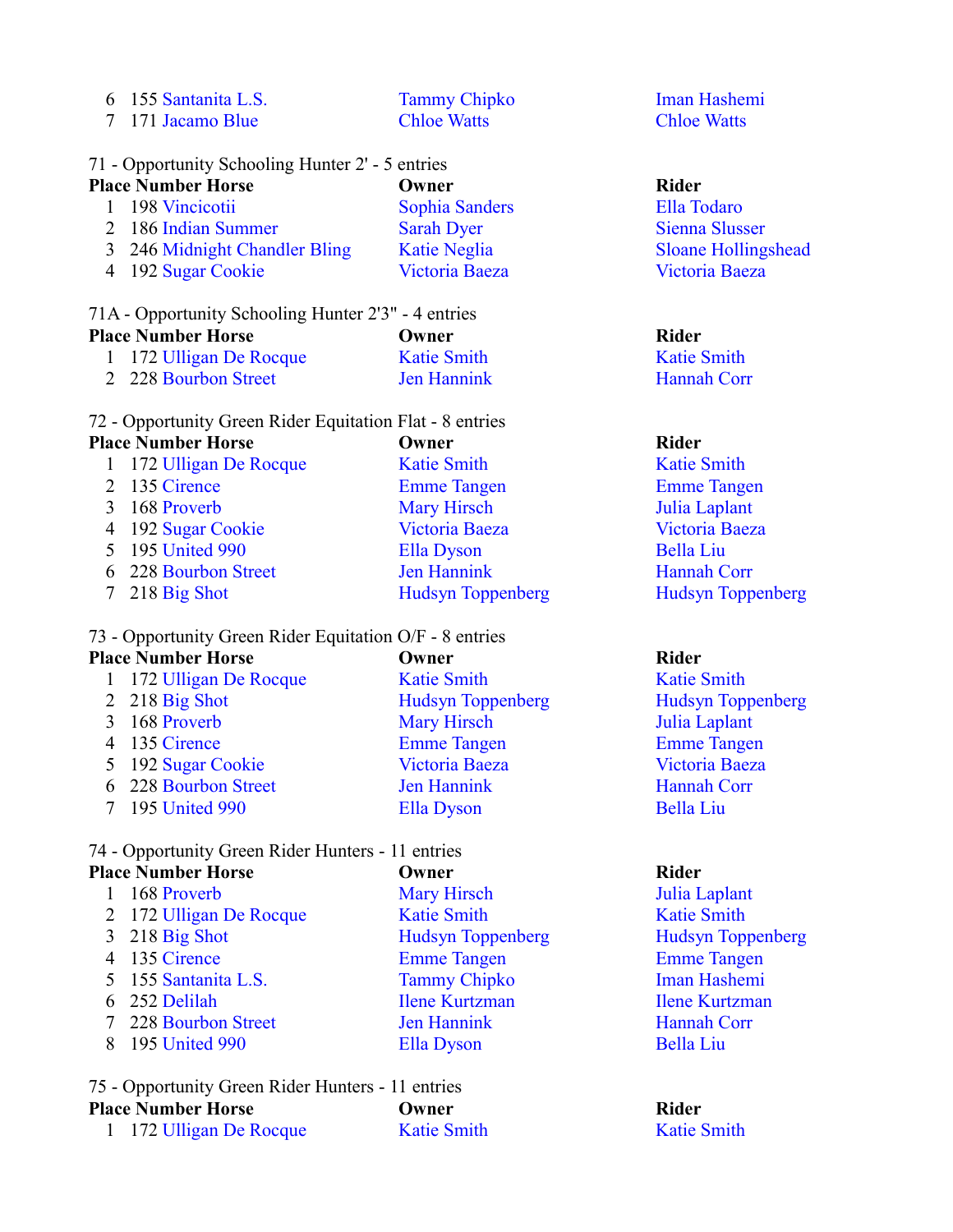| Place | Number | Horse | Owner | Rider |
|---|---|---|---|---|
| 6 | 155 | Santanita L.S. | Tammy Chipko | Iman Hashemi |
| 7 | 171 | Jacamo Blue | Chloe Watts | Chloe Watts |

71 - Opportunity Schooling Hunter 2' - 5 entries

| Place | Number | Horse | Owner | Rider |
|---|---|---|---|---|
| 1 | 198 | Vincicotii | Sophia Sanders | Ella Todaro |
| 2 | 186 | Indian Summer | Sarah Dyer | Sienna Slusser |
| 3 | 246 | Midnight Chandler Bling | Katie Neglia | Sloane Hollingshead |
| 4 | 192 | Sugar Cookie | Victoria Baeza | Victoria Baeza |

71A - Opportunity Schooling Hunter 2'3" - 4 entries

| Place | Number | Horse | Owner | Rider |
|---|---|---|---|---|
| 1 | 172 | Ulligan De Rocque | Katie Smith | Katie Smith |
| 2 | 228 | Bourbon Street | Jen Hannink | Hannah Corr |

72 - Opportunity Green Rider Equitation Flat - 8 entries

| Place | Number | Horse | Owner | Rider |
|---|---|---|---|---|
| 1 | 172 | Ulligan De Rocque | Katie Smith | Katie Smith |
| 2 | 135 | Cirence | Emme Tangen | Emme Tangen |
| 3 | 168 | Proverb | Mary Hirsch | Julia Laplant |
| 4 | 192 | Sugar Cookie | Victoria Baeza | Victoria Baeza |
| 5 | 195 | United 990 | Ella Dyson | Bella Liu |
| 6 | 228 | Bourbon Street | Jen Hannink | Hannah Corr |
| 7 | 218 | Big Shot | Hudsyn Toppenberg | Hudsyn Toppenberg |

73 - Opportunity Green Rider Equitation O/F - 8 entries

| Place | Number | Horse | Owner | Rider |
|---|---|---|---|---|
| 1 | 172 | Ulligan De Rocque | Katie Smith | Katie Smith |
| 2 | 218 | Big Shot | Hudsyn Toppenberg | Hudsyn Toppenberg |
| 3 | 168 | Proverb | Mary Hirsch | Julia Laplant |
| 4 | 135 | Cirence | Emme Tangen | Emme Tangen |
| 5 | 192 | Sugar Cookie | Victoria Baeza | Victoria Baeza |
| 6 | 228 | Bourbon Street | Jen Hannink | Hannah Corr |
| 7 | 195 | United 990 | Ella Dyson | Bella Liu |

74 - Opportunity Green Rider Hunters - 11 entries

| Place | Number | Horse | Owner | Rider |
|---|---|---|---|---|
| 1 | 168 | Proverb | Mary Hirsch | Julia Laplant |
| 2 | 172 | Ulligan De Rocque | Katie Smith | Katie Smith |
| 3 | 218 | Big Shot | Hudsyn Toppenberg | Hudsyn Toppenberg |
| 4 | 135 | Cirence | Emme Tangen | Emme Tangen |
| 5 | 155 | Santanita L.S. | Tammy Chipko | Iman Hashemi |
| 6 | 252 | Delilah | Ilene Kurtzman | Ilene Kurtzman |
| 7 | 228 | Bourbon Street | Jen Hannink | Hannah Corr |
| 8 | 195 | United 990 | Ella Dyson | Bella Liu |

75 - Opportunity Green Rider Hunters - 11 entries

| Place | Number | Horse | Owner | Rider |
|---|---|---|---|---|
| 1 | 172 | Ulligan De Rocque | Katie Smith | Katie Smith |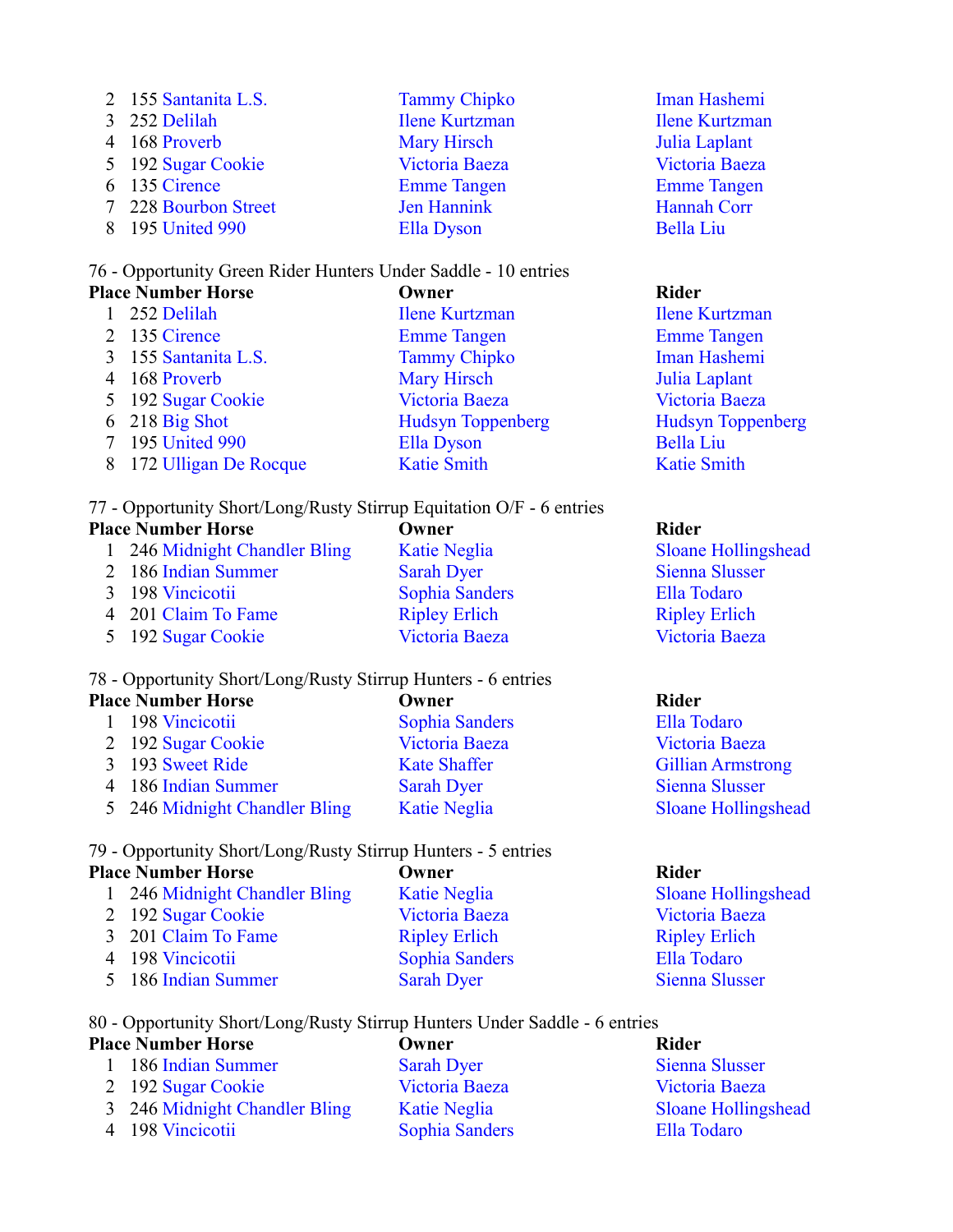| Place | Number | Horse | Owner | Rider |
|---|---|---|---|---|
| 2 | 155 | Santanita L.S. | Tammy Chipko | Iman Hashemi |
| 3 | 252 | Delilah | Ilene Kurtzman | Ilene Kurtzman |
| 4 | 168 | Proverb | Mary Hirsch | Julia Laplant |
| 5 | 192 | Sugar Cookie | Victoria Baeza | Victoria Baeza |
| 6 | 135 | Cirence | Emme Tangen | Emme Tangen |
| 7 | 228 | Bourbon Street | Jen Hannink | Hannah Corr |
| 8 | 195 | United 990 | Ella Dyson | Bella Liu |

76 - Opportunity Green Rider Hunters Under Saddle - 10 entries

| Place | Number | Horse | Owner | Rider |
|---|---|---|---|---|
| 1 | 252 | Delilah | Ilene Kurtzman | Ilene Kurtzman |
| 2 | 135 | Cirence | Emme Tangen | Emme Tangen |
| 3 | 155 | Santanita L.S. | Tammy Chipko | Iman Hashemi |
| 4 | 168 | Proverb | Mary Hirsch | Julia Laplant |
| 5 | 192 | Sugar Cookie | Victoria Baeza | Victoria Baeza |
| 6 | 218 | Big Shot | Hudsyn Toppenberg | Hudsyn Toppenberg |
| 7 | 195 | United 990 | Ella Dyson | Bella Liu |
| 8 | 172 | Ulligan De Rocque | Katie Smith | Katie Smith |

77 - Opportunity Short/Long/Rusty Stirrup Equitation O/F - 6 entries

| Place | Number | Horse | Owner | Rider |
|---|---|---|---|---|
| 1 | 246 | Midnight Chandler Bling | Katie Neglia | Sloane Hollingshead |
| 2 | 186 | Indian Summer | Sarah Dyer | Sienna Slusser |
| 3 | 198 | Vincicotii | Sophia Sanders | Ella Todaro |
| 4 | 201 | Claim To Fame | Ripley Erlich | Ripley Erlich |
| 5 | 192 | Sugar Cookie | Victoria Baeza | Victoria Baeza |

78 - Opportunity Short/Long/Rusty Stirrup Hunters - 6 entries

| Place | Number | Horse | Owner | Rider |
|---|---|---|---|---|
| 1 | 198 | Vincicotii | Sophia Sanders | Ella Todaro |
| 2 | 192 | Sugar Cookie | Victoria Baeza | Victoria Baeza |
| 3 | 193 | Sweet Ride | Kate Shaffer | Gillian Armstrong |
| 4 | 186 | Indian Summer | Sarah Dyer | Sienna Slusser |
| 5 | 246 | Midnight Chandler Bling | Katie Neglia | Sloane Hollingshead |

79 - Opportunity Short/Long/Rusty Stirrup Hunters - 5 entries

| Place | Number | Horse | Owner | Rider |
|---|---|---|---|---|
| 1 | 246 | Midnight Chandler Bling | Katie Neglia | Sloane Hollingshead |
| 2 | 192 | Sugar Cookie | Victoria Baeza | Victoria Baeza |
| 3 | 201 | Claim To Fame | Ripley Erlich | Ripley Erlich |
| 4 | 198 | Vincicotii | Sophia Sanders | Ella Todaro |
| 5 | 186 | Indian Summer | Sarah Dyer | Sienna Slusser |

80 - Opportunity Short/Long/Rusty Stirrup Hunters Under Saddle - 6 entries

| Place | Number | Horse | Owner | Rider |
|---|---|---|---|---|
| 1 | 186 | Indian Summer | Sarah Dyer | Sienna Slusser |
| 2 | 192 | Sugar Cookie | Victoria Baeza | Victoria Baeza |
| 3 | 246 | Midnight Chandler Bling | Katie Neglia | Sloane Hollingshead |
| 4 | 198 | Vincicotii | Sophia Sanders | Ella Todaro |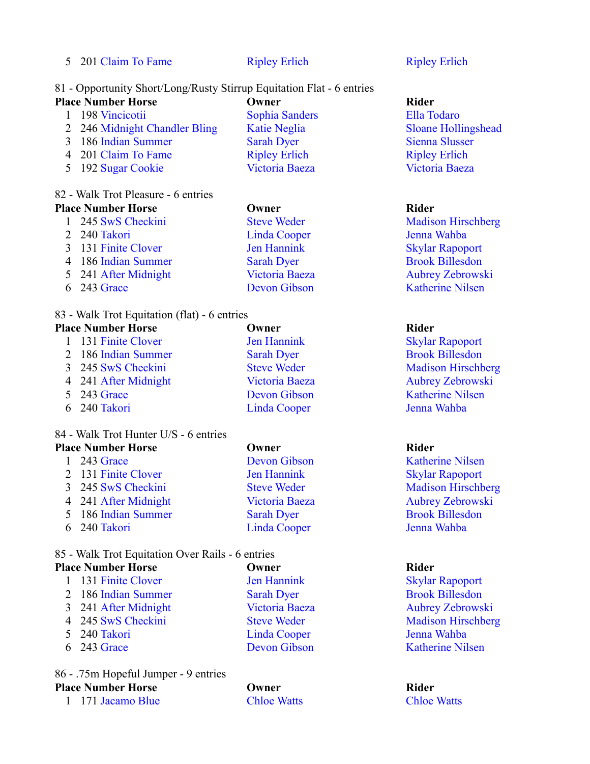| Place | Number | Horse | Owner | Rider |
|---|---|---|---|---|
| 5 | 201 | Claim To Fame | Ripley Erlich | Ripley Erlich |

81 - Opportunity Short/Long/Rusty Stirrup Equitation Flat - 6 entries

| Place | Number | Horse | Owner | Rider |
|---|---|---|---|---|
| 1 | 198 | Vincicotii | Sophia Sanders | Ella Todaro |
| 2 | 246 | Midnight Chandler Bling | Katie Neglia | Sloane Hollingshead |
| 3 | 186 | Indian Summer | Sarah Dyer | Sienna Slusser |
| 4 | 201 | Claim To Fame | Ripley Erlich | Ripley Erlich |
| 5 | 192 | Sugar Cookie | Victoria Baeza | Victoria Baeza |

82 - Walk Trot Pleasure - 6 entries

| Place | Number | Horse | Owner | Rider |
|---|---|---|---|---|
| 1 | 245 | SwS Checkini | Steve Weder | Madison Hirschberg |
| 2 | 240 | Takori | Linda Cooper | Jenna Wahba |
| 3 | 131 | Finite Clover | Jen Hannink | Skylar Rapoport |
| 4 | 186 | Indian Summer | Sarah Dyer | Brook Billesdon |
| 5 | 241 | After Midnight | Victoria Baeza | Aubrey Zebrowski |
| 6 | 243 | Grace | Devon Gibson | Katherine Nilsen |

83 - Walk Trot Equitation (flat) - 6 entries

| Place | Number | Horse | Owner | Rider |
|---|---|---|---|---|
| 1 | 131 | Finite Clover | Jen Hannink | Skylar Rapoport |
| 2 | 186 | Indian Summer | Sarah Dyer | Brook Billesdon |
| 3 | 245 | SwS Checkini | Steve Weder | Madison Hirschberg |
| 4 | 241 | After Midnight | Victoria Baeza | Aubrey Zebrowski |
| 5 | 243 | Grace | Devon Gibson | Katherine Nilsen |
| 6 | 240 | Takori | Linda Cooper | Jenna Wahba |

84 - Walk Trot Hunter U/S - 6 entries

| Place | Number | Horse | Owner | Rider |
|---|---|---|---|---|
| 1 | 243 | Grace | Devon Gibson | Katherine Nilsen |
| 2 | 131 | Finite Clover | Jen Hannink | Skylar Rapoport |
| 3 | 245 | SwS Checkini | Steve Weder | Madison Hirschberg |
| 4 | 241 | After Midnight | Victoria Baeza | Aubrey Zebrowski |
| 5 | 186 | Indian Summer | Sarah Dyer | Brook Billesdon |
| 6 | 240 | Takori | Linda Cooper | Jenna Wahba |

85 - Walk Trot Equitation Over Rails - 6 entries

| Place | Number | Horse | Owner | Rider |
|---|---|---|---|---|
| 1 | 131 | Finite Clover | Jen Hannink | Skylar Rapoport |
| 2 | 186 | Indian Summer | Sarah Dyer | Brook Billesdon |
| 3 | 241 | After Midnight | Victoria Baeza | Aubrey Zebrowski |
| 4 | 245 | SwS Checkini | Steve Weder | Madison Hirschberg |
| 5 | 240 | Takori | Linda Cooper | Jenna Wahba |
| 6 | 243 | Grace | Devon Gibson | Katherine Nilsen |

86 - .75m Hopeful Jumper - 9 entries

| Place | Number | Horse | Owner | Rider |
|---|---|---|---|---|
| 1 | 171 | Jacamo Blue | Chloe Watts | Chloe Watts |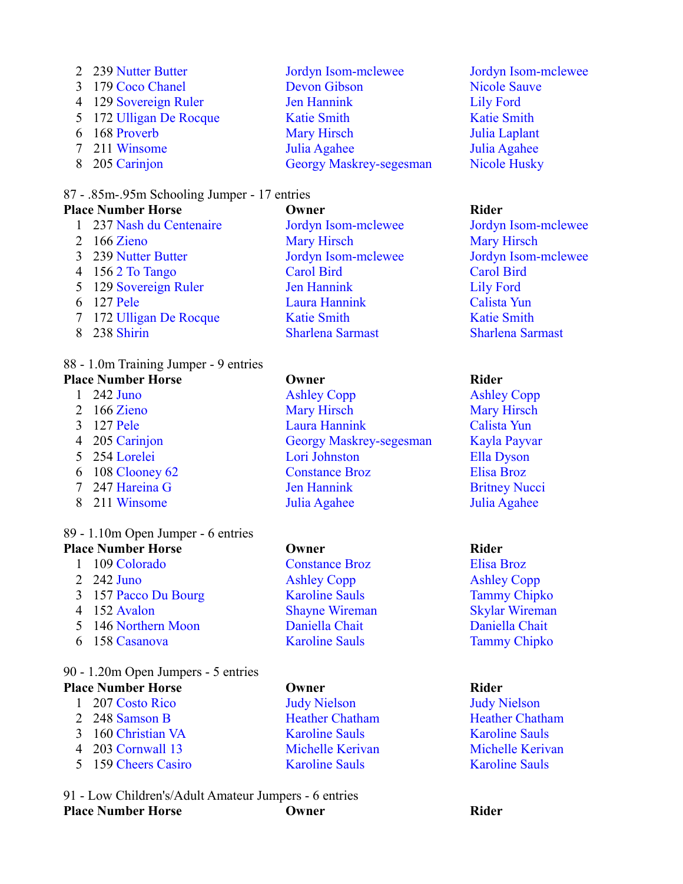| Place | Number | Horse | Owner | Rider |
|---|---|---|---|---|
| 2 | 239 | Nutter Butter | Jordyn Isom-mclewee | Jordyn Isom-mclewee |
| 3 | 179 | Coco Chanel | Devon Gibson | Nicole Sauve |
| 4 | 129 | Sovereign Ruler | Jen Hannink | Lily Ford |
| 5 | 172 | Ulligan De Rocque | Katie Smith | Katie Smith |
| 6 | 168 | Proverb | Mary Hirsch | Julia Laplant |
| 7 | 211 | Winsome | Julia Agahee | Julia Agahee |
| 8 | 205 | Carinjon | Georgy Maskrey-segesman | Nicole Husky |

87 - .85m-.95m Schooling Jumper - 17 entries

| Place | Number | Horse | Owner | Rider |
|---|---|---|---|---|
| 1 | 237 | Nash du Centenaire | Jordyn Isom-mclewee | Jordyn Isom-mclewee |
| 2 | 166 | Zieno | Mary Hirsch | Mary Hirsch |
| 3 | 239 | Nutter Butter | Jordyn Isom-mclewee | Jordyn Isom-mclewee |
| 4 | 156 | 2 To Tango | Carol Bird | Carol Bird |
| 5 | 129 | Sovereign Ruler | Jen Hannink | Lily Ford |
| 6 | 127 | Pele | Laura Hannink | Calista Yun |
| 7 | 172 | Ulligan De Rocque | Katie Smith | Katie Smith |
| 8 | 238 | Shirin | Sharlena Sarmast | Sharlena Sarmast |

88 - 1.0m Training Jumper - 9 entries

| Place | Number | Horse | Owner | Rider |
|---|---|---|---|---|
| 1 | 242 | Juno | Ashley Copp | Ashley Copp |
| 2 | 166 | Zieno | Mary Hirsch | Mary Hirsch |
| 3 | 127 | Pele | Laura Hannink | Calista Yun |
| 4 | 205 | Carinjon | Georgy Maskrey-segesman | Kayla Payvar |
| 5 | 254 | Lorelei | Lori Johnston | Ella Dyson |
| 6 | 108 | Clooney 62 | Constance Broz | Elisa Broz |
| 7 | 247 | Hareina G | Jen Hannink | Britney Nucci |
| 8 | 211 | Winsome | Julia Agahee | Julia Agahee |

89 - 1.10m Open Jumper - 6 entries

| Place | Number | Horse | Owner | Rider |
|---|---|---|---|---|
| 1 | 109 | Colorado | Constance Broz | Elisa Broz |
| 2 | 242 | Juno | Ashley Copp | Ashley Copp |
| 3 | 157 | Pacco Du Bourg | Karoline Sauls | Tammy Chipko |
| 4 | 152 | Avalon | Shayne Wireman | Skylar Wireman |
| 5 | 146 | Northern Moon | Daniella Chait | Daniella Chait |
| 6 | 158 | Casanova | Karoline Sauls | Tammy Chipko |

90 - 1.20m Open Jumpers - 5 entries

| Place | Number | Horse | Owner | Rider |
|---|---|---|---|---|
| 1 | 207 | Costo Rico | Judy Nielson | Judy Nielson |
| 2 | 248 | Samson B | Heather Chatham | Heather Chatham |
| 3 | 160 | Christian VA | Karoline Sauls | Karoline Sauls |
| 4 | 203 | Cornwall 13 | Michelle Kerivan | Michelle Kerivan |
| 5 | 159 | Cheers Casiro | Karoline Sauls | Karoline Sauls |

91 - Low Children's/Adult Amateur Jumpers - 6 entries

| Place | Number | Horse | Owner | Rider |
|---|---|---|---|---|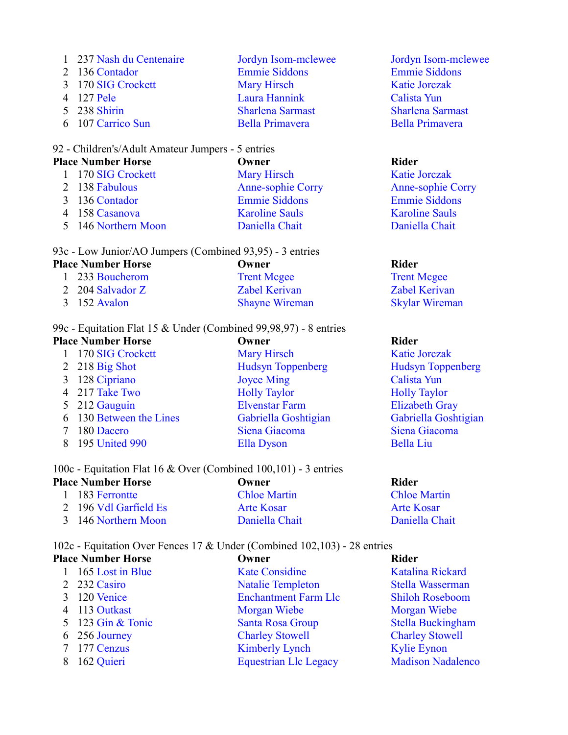| Place | Number | Horse | Owner | Rider |
|---|---|---|---|---|
| 1 | 237 | Nash du Centenaire | Jordyn Isom-mclewee | Jordyn Isom-mclewee |
| 2 | 136 | Contador | Emmie Siddons | Emmie Siddons |
| 3 | 170 | SIG Crockett | Mary Hirsch | Katie Jorczak |
| 4 | 127 | Pele | Laura Hannink | Calista Yun |
| 5 | 238 | Shirin | Sharlena Sarmast | Sharlena Sarmast |
| 6 | 107 | Carrico Sun | Bella Primavera | Bella Primavera |

92 - Children's/Adult Amateur Jumpers - 5 entries

| Place | Number | Horse | Owner | Rider |
|---|---|---|---|---|
| 1 | 170 | SIG Crockett | Mary Hirsch | Katie Jorczak |
| 2 | 138 | Fabulous | Anne-sophie Corry | Anne-sophie Corry |
| 3 | 136 | Contador | Emmie Siddons | Emmie Siddons |
| 4 | 158 | Casanova | Karoline Sauls | Karoline Sauls |
| 5 | 146 | Northern Moon | Daniella Chait | Daniella Chait |

93c - Low Junior/AO Jumpers (Combined 93,95) - 3 entries

| Place | Number | Horse | Owner | Rider |
|---|---|---|---|---|
| 1 | 233 | Boucherom | Trent Mcgee | Trent Mcgee |
| 2 | 204 | Salvador Z | Zabel Kerivan | Zabel Kerivan |
| 3 | 152 | Avalon | Shayne Wireman | Skylar Wireman |

99c - Equitation Flat 15 & Under (Combined 99,98,97) - 8 entries

| Place | Number | Horse | Owner | Rider |
|---|---|---|---|---|
| 1 | 170 | SIG Crockett | Mary Hirsch | Katie Jorczak |
| 2 | 218 | Big Shot | Hudsyn Toppenberg | Hudsyn Toppenberg |
| 3 | 128 | Cipriano | Joyce Ming | Calista Yun |
| 4 | 217 | Take Two | Holly Taylor | Holly Taylor |
| 5 | 212 | Gauguin | Elvenstar Farm | Elizabeth Gray |
| 6 | 130 | Between the Lines | Gabriella Goshtigian | Gabriella Goshtigian |
| 7 | 180 | Dacero | Siena Giacoma | Siena Giacoma |
| 8 | 195 | United 990 | Ella Dyson | Bella Liu |

100c - Equitation Flat 16 & Over (Combined 100,101) - 3 entries

| Place | Number | Horse | Owner | Rider |
|---|---|---|---|---|
| 1 | 183 | Ferrontte | Chloe Martin | Chloe Martin |
| 2 | 196 | Vdl Garfield Es | Arte Kosar | Arte Kosar |
| 3 | 146 | Northern Moon | Daniella Chait | Daniella Chait |

102c - Equitation Over Fences 17 & Under (Combined 102,103) - 28 entries

| Place | Number | Horse | Owner | Rider |
|---|---|---|---|---|
| 1 | 165 | Lost in Blue | Kate Considine | Katalina Rickard |
| 2 | 232 | Casiro | Natalie Templeton | Stella Wasserman |
| 3 | 120 | Venice | Enchantment Farm Llc | Shiloh Roseboom |
| 4 | 113 | Outkast | Morgan Wiebe | Morgan Wiebe |
| 5 | 123 | Gin & Tonic | Santa Rosa Group | Stella Buckingham |
| 6 | 256 | Journey | Charley Stowell | Charley Stowell |
| 7 | 177 | Cenzus | Kimberly Lynch | Kylie Eynon |
| 8 | 162 | Quieri | Equestrian Llc Legacy | Madison Nadalenco |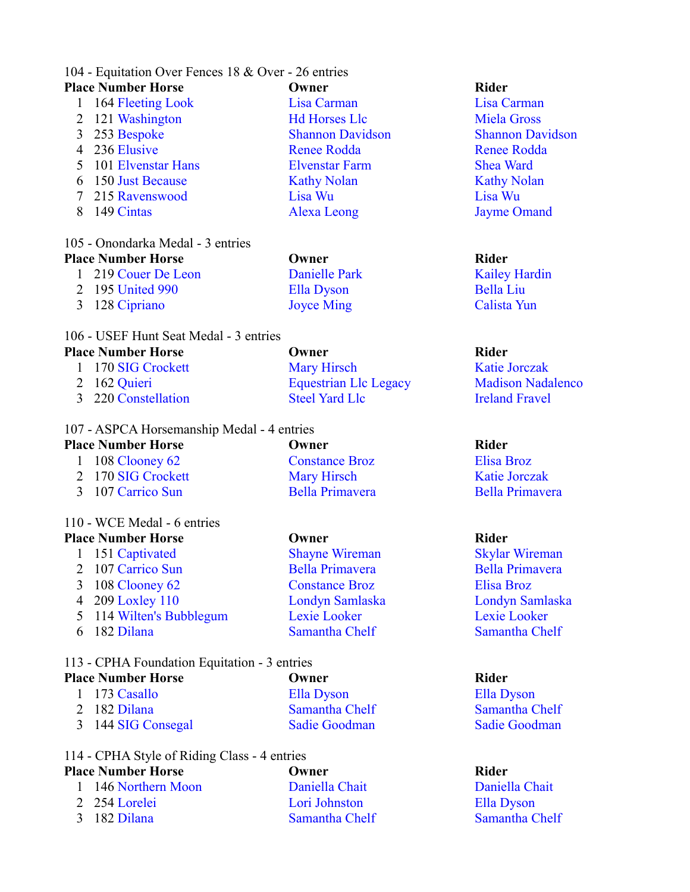104 - Equitation Over Fences 18 & Over - 26 entries

| Place | Number | Horse | Owner | Rider |
|---|---|---|---|---|
| 1 | 164 | Fleeting Look | Lisa Carman | Lisa Carman |
| 2 | 121 | Washington | Hd Horses Llc | Miela Gross |
| 3 | 253 | Bespoke | Shannon Davidson | Shannon Davidson |
| 4 | 236 | Elusive | Renee Rodda | Renee Rodda |
| 5 | 101 | Elvenstar Hans | Elvenstar Farm | Shea Ward |
| 6 | 150 | Just Because | Kathy Nolan | Kathy Nolan |
| 7 | 215 | Ravenswood | Lisa Wu | Lisa Wu |
| 8 | 149 | Cintas | Alexa Leong | Jayme Omand |

105 - Onondarka Medal - 3 entries

| Place | Number | Horse | Owner | Rider |
|---|---|---|---|---|
| 1 | 219 | Couer De Leon | Danielle Park | Kailey Hardin |
| 2 | 195 | United 990 | Ella Dyson | Bella Liu |
| 3 | 128 | Cipriano | Joyce Ming | Calista Yun |

106 - USEF Hunt Seat Medal - 3 entries

| Place | Number | Horse | Owner | Rider |
|---|---|---|---|---|
| 1 | 170 | SIG Crockett | Mary Hirsch | Katie Jorczak |
| 2 | 162 | Quieri | Equestrian Llc Legacy | Madison Nadalenco |
| 3 | 220 | Constellation | Steel Yard Llc | Ireland Fravel |

107 - ASPCA Horsemanship Medal - 4 entries

| Place | Number | Horse | Owner | Rider |
|---|---|---|---|---|
| 1 | 108 | Clooney 62 | Constance Broz | Elisa Broz |
| 2 | 170 | SIG Crockett | Mary Hirsch | Katie Jorczak |
| 3 | 107 | Carrico Sun | Bella Primavera | Bella Primavera |

110 - WCE Medal - 6 entries

| Place | Number | Horse | Owner | Rider |
|---|---|---|---|---|
| 1 | 151 | Captivated | Shayne Wireman | Skylar Wireman |
| 2 | 107 | Carrico Sun | Bella Primavera | Bella Primavera |
| 3 | 108 | Clooney 62 | Constance Broz | Elisa Broz |
| 4 | 209 | Loxley 110 | Londyn Samlaska | Londyn Samlaska |
| 5 | 114 | Wilten's Bubblegum | Lexie Looker | Lexie Looker |
| 6 | 182 | Dilana | Samantha Chelf | Samantha Chelf |

113 - CPHA Foundation Equitation - 3 entries

| Place | Number | Horse | Owner | Rider |
|---|---|---|---|---|
| 1 | 173 | Casallo | Ella Dyson | Ella Dyson |
| 2 | 182 | Dilana | Samantha Chelf | Samantha Chelf |
| 3 | 144 | SIG Consegal | Sadie Goodman | Sadie Goodman |

114 - CPHA Style of Riding Class - 4 entries

| Place | Number | Horse | Owner | Rider |
|---|---|---|---|---|
| 1 | 146 | Northern Moon | Daniella Chait | Daniella Chait |
| 2 | 254 | Lorelei | Lori Johnston | Ella Dyson |
| 3 | 182 | Dilana | Samantha Chelf | Samantha Chelf |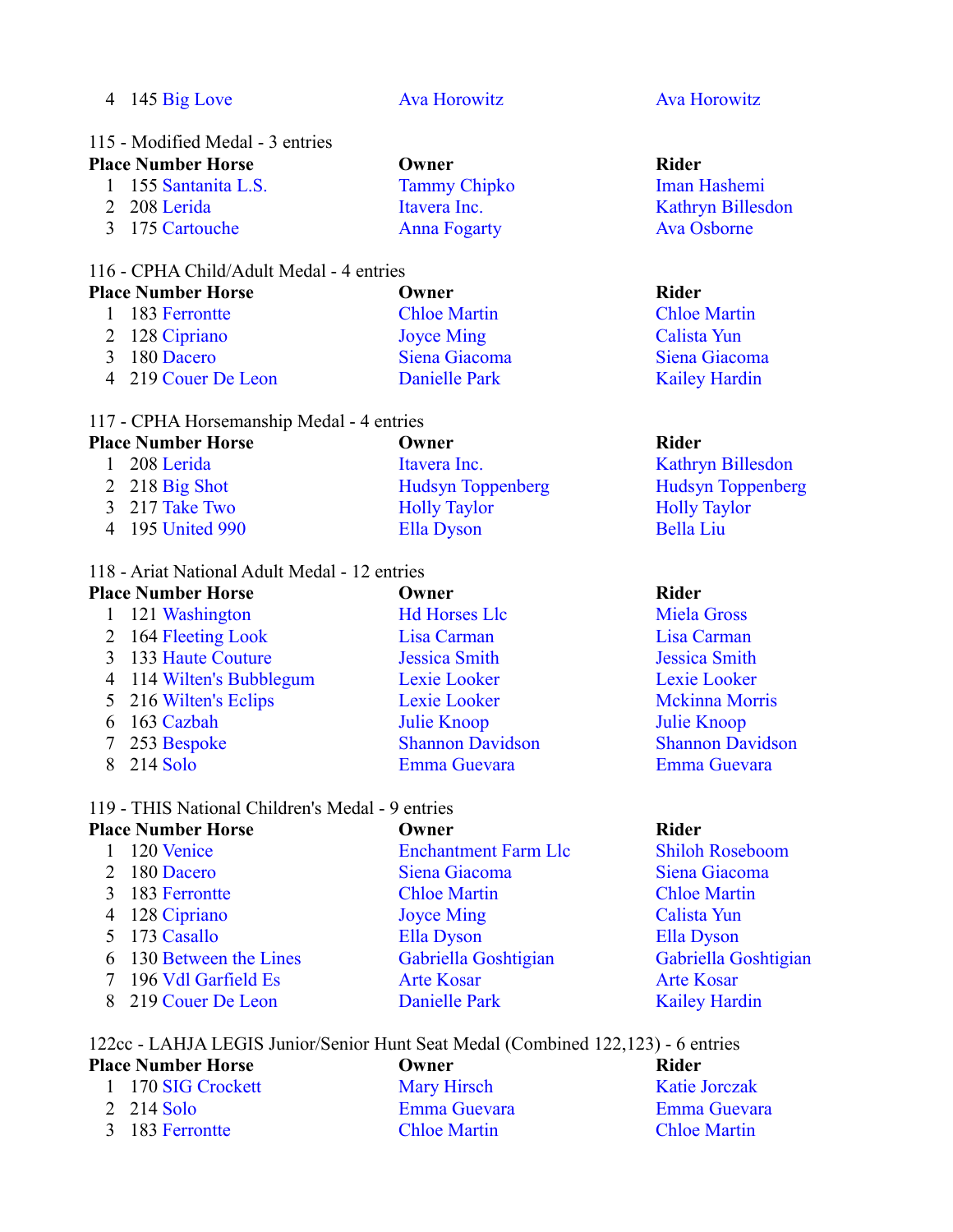| Place | Number | Horse | Owner | Rider |
|---|---|---|---|---|
| 4 | 145 | Big Love | Ava Horowitz | Ava Horowitz |

115 - Modified Medal - 3 entries

| Place | Number | Horse | Owner | Rider |
|---|---|---|---|---|
| 1 | 155 | Santanita L.S. | Tammy Chipko | Iman Hashemi |
| 2 | 208 | Lerida | Itavera Inc. | Kathryn Billesdon |
| 3 | 175 | Cartouche | Anna Fogarty | Ava Osborne |

116 - CPHA Child/Adult Medal - 4 entries

| Place | Number | Horse | Owner | Rider |
|---|---|---|---|---|
| 1 | 183 | Ferrontte | Chloe Martin | Chloe Martin |
| 2 | 128 | Cipriano | Joyce Ming | Calista Yun |
| 3 | 180 | Dacero | Siena Giacoma | Siena Giacoma |
| 4 | 219 | Couer De Leon | Danielle Park | Kailey Hardin |

117 - CPHA Horsemanship Medal - 4 entries

| Place | Number | Horse | Owner | Rider |
|---|---|---|---|---|
| 1 | 208 | Lerida | Itavera Inc. | Kathryn Billesdon |
| 2 | 218 | Big Shot | Hudsyn Toppenberg | Hudsyn Toppenberg |
| 3 | 217 | Take Two | Holly Taylor | Holly Taylor |
| 4 | 195 | United 990 | Ella Dyson | Bella Liu |

118 - Ariat National Adult Medal - 12 entries

| Place | Number | Horse | Owner | Rider |
|---|---|---|---|---|
| 1 | 121 | Washington | Hd Horses Llc | Miela Gross |
| 2 | 164 | Fleeting Look | Lisa Carman | Lisa Carman |
| 3 | 133 | Haute Couture | Jessica Smith | Jessica Smith |
| 4 | 114 | Wilten's Bubblegum | Lexie Looker | Lexie Looker |
| 5 | 216 | Wilten's Eclips | Lexie Looker | Mckinna Morris |
| 6 | 163 | Cazbah | Julie Knoop | Julie Knoop |
| 7 | 253 | Bespoke | Shannon Davidson | Shannon Davidson |
| 8 | 214 | Solo | Emma Guevara | Emma Guevara |

119 - THIS National Children's Medal - 9 entries

| Place | Number | Horse | Owner | Rider |
|---|---|---|---|---|
| 1 | 120 | Venice | Enchantment Farm Llc | Shiloh Roseboom |
| 2 | 180 | Dacero | Siena Giacoma | Siena Giacoma |
| 3 | 183 | Ferrontte | Chloe Martin | Chloe Martin |
| 4 | 128 | Cipriano | Joyce Ming | Calista Yun |
| 5 | 173 | Casallo | Ella Dyson | Ella Dyson |
| 6 | 130 | Between the Lines | Gabriella Goshtigian | Gabriella Goshtigian |
| 7 | 196 | Vdl Garfield Es | Arte Kosar | Arte Kosar |
| 8 | 219 | Couer De Leon | Danielle Park | Kailey Hardin |

122cc - LAHJA LEGIS Junior/Senior Hunt Seat Medal (Combined 122,123) - 6 entries

| Place | Number | Horse | Owner | Rider |
|---|---|---|---|---|
| 1 | 170 | SIG Crockett | Mary Hirsch | Katie Jorczak |
| 2 | 214 | Solo | Emma Guevara | Emma Guevara |
| 3 | 183 | Ferrontte | Chloe Martin | Chloe Martin |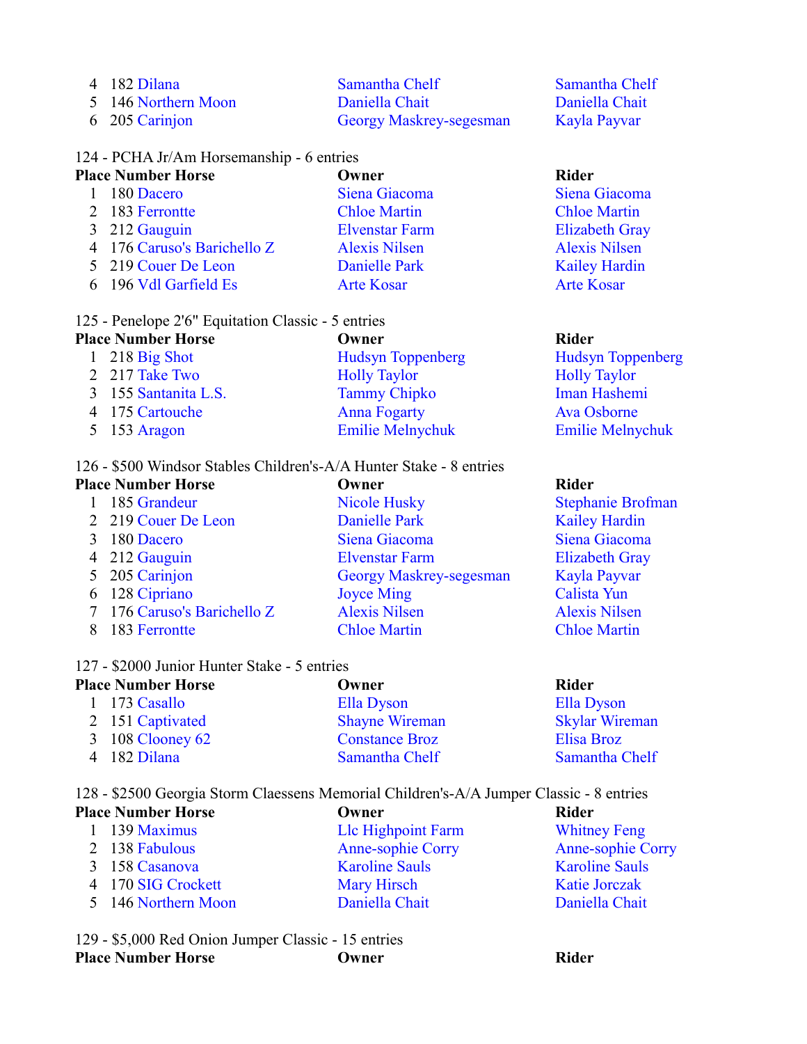| Place | Number | Horse | Owner | Rider |
|---|---|---|---|---|
| 4 | 182 | Dilana | Samantha Chelf | Samantha Chelf |
| 5 | 146 | Northern Moon | Daniella Chait | Daniella Chait |
| 6 | 205 | Carinjon | Georgy Maskrey-segesman | Kayla Payvar |

124 - PCHA Jr/Am Horsemanship - 6 entries

| Place | Number | Horse | Owner | Rider |
|---|---|---|---|---|
| 1 | 180 | Dacero | Siena Giacoma | Siena Giacoma |
| 2 | 183 | Ferrontte | Chloe Martin | Chloe Martin |
| 3 | 212 | Gauguin | Elvenstar Farm | Elizabeth Gray |
| 4 | 176 | Caruso's Barichello Z | Alexis Nilsen | Alexis Nilsen |
| 5 | 219 | Couer De Leon | Danielle Park | Kailey Hardin |
| 6 | 196 | Vdl Garfield Es | Arte Kosar | Arte Kosar |

125 - Penelope 2'6" Equitation Classic - 5 entries

| Place | Number | Horse | Owner | Rider |
|---|---|---|---|---|
| 1 | 218 | Big Shot | Hudsyn Toppenberg | Hudsyn Toppenberg |
| 2 | 217 | Take Two | Holly Taylor | Holly Taylor |
| 3 | 155 | Santanita L.S. | Tammy Chipko | Iman Hashemi |
| 4 | 175 | Cartouche | Anna Fogarty | Ava Osborne |
| 5 | 153 | Aragon | Emilie Melnychuk | Emilie Melnychuk |

126 - $500 Windsor Stables Children's-A/A Hunter Stake - 8 entries

| Place | Number | Horse | Owner | Rider |
|---|---|---|---|---|
| 1 | 185 | Grandeur | Nicole Husky | Stephanie Brofman |
| 2 | 219 | Couer De Leon | Danielle Park | Kailey Hardin |
| 3 | 180 | Dacero | Siena Giacoma | Siena Giacoma |
| 4 | 212 | Gauguin | Elvenstar Farm | Elizabeth Gray |
| 5 | 205 | Carinjon | Georgy Maskrey-segesman | Kayla Payvar |
| 6 | 128 | Cipriano | Joyce Ming | Calista Yun |
| 7 | 176 | Caruso's Barichello Z | Alexis Nilsen | Alexis Nilsen |
| 8 | 183 | Ferrontte | Chloe Martin | Chloe Martin |

127 - $2000 Junior Hunter Stake - 5 entries

| Place | Number | Horse | Owner | Rider |
|---|---|---|---|---|
| 1 | 173 | Casallo | Ella Dyson | Ella Dyson |
| 2 | 151 | Captivated | Shayne Wireman | Skylar Wireman |
| 3 | 108 | Clooney 62 | Constance Broz | Elisa Broz |
| 4 | 182 | Dilana | Samantha Chelf | Samantha Chelf |

128 - $2500 Georgia Storm Claessens Memorial Children's-A/A Jumper Classic - 8 entries

| Place | Number | Horse | Owner | Rider |
|---|---|---|---|---|
| 1 | 139 | Maximus | Llc Highpoint Farm | Whitney Feng |
| 2 | 138 | Fabulous | Anne-sophie Corry | Anne-sophie Corry |
| 3 | 158 | Casanova | Karoline Sauls | Karoline Sauls |
| 4 | 170 | SIG Crockett | Mary Hirsch | Katie Jorczak |
| 5 | 146 | Northern Moon | Daniella Chait | Daniella Chait |

129 - $5,000 Red Onion Jumper Classic - 15 entries

| Place | Number | Horse | Owner | Rider |
|---|---|---|---|---|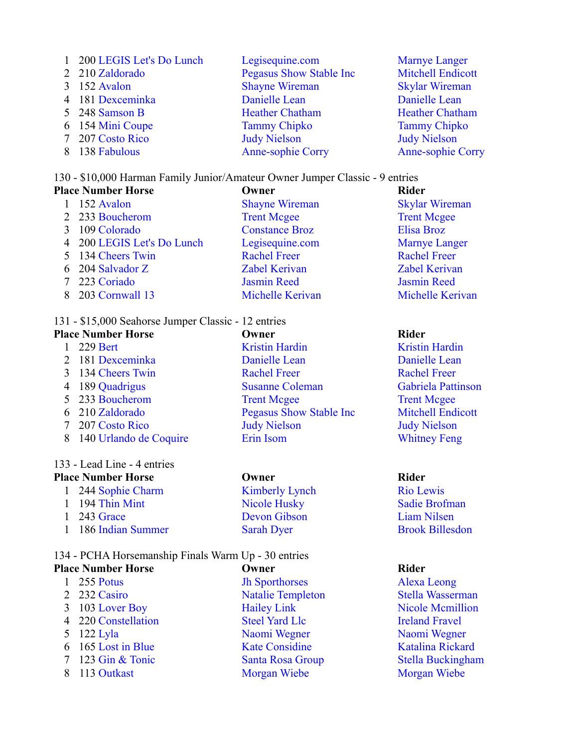| Place | Number | Horse | Owner | Rider |
|---|---|---|---|---|
| 1 | 200 | LEGIS Let's Do Lunch | Legisequine.com | Marnye Langer |
| 2 | 210 | Zaldorado | Pegasus Show Stable Inc | Mitchell Endicott |
| 3 | 152 | Avalon | Shayne Wireman | Skylar Wireman |
| 4 | 181 | Dexceminka | Danielle Lean | Danielle Lean |
| 5 | 248 | Samson B | Heather Chatham | Heather Chatham |
| 6 | 154 | Mini Coupe | Tammy Chipko | Tammy Chipko |
| 7 | 207 | Costo Rico | Judy Nielson | Judy Nielson |
| 8 | 138 | Fabulous | Anne-sophie Corry | Anne-sophie Corry |

130 - $10,000 Harman Family Junior/Amateur Owner Jumper Classic - 9 entries

| Place | Number | Horse | Owner | Rider |
|---|---|---|---|---|
| 1 | 152 | Avalon | Shayne Wireman | Skylar Wireman |
| 2 | 233 | Boucherom | Trent Mcgee | Trent Mcgee |
| 3 | 109 | Colorado | Constance Broz | Elisa Broz |
| 4 | 200 | LEGIS Let's Do Lunch | Legisequine.com | Marnye Langer |
| 5 | 134 | Cheers Twin | Rachel Freer | Rachel Freer |
| 6 | 204 | Salvador Z | Zabel Kerivan | Zabel Kerivan |
| 7 | 223 | Coriado | Jasmin Reed | Jasmin Reed |
| 8 | 203 | Cornwall 13 | Michelle Kerivan | Michelle Kerivan |

131 - $15,000 Seahorse Jumper Classic - 12 entries

| Place | Number | Horse | Owner | Rider |
|---|---|---|---|---|
| 1 | 229 | Bert | Kristin Hardin | Kristin Hardin |
| 2 | 181 | Dexceminka | Danielle Lean | Danielle Lean |
| 3 | 134 | Cheers Twin | Rachel Freer | Rachel Freer |
| 4 | 189 | Quadrigus | Susanne Coleman | Gabriela Pattinson |
| 5 | 233 | Boucherom | Trent Mcgee | Trent Mcgee |
| 6 | 210 | Zaldorado | Pegasus Show Stable Inc | Mitchell Endicott |
| 7 | 207 | Costo Rico | Judy Nielson | Judy Nielson |
| 8 | 140 | Urlando de Coquire | Erin Isom | Whitney Feng |

133 - Lead Line - 4 entries

| Place | Number | Horse | Owner | Rider |
|---|---|---|---|---|
| 1 | 244 | Sophie Charm | Kimberly Lynch | Rio Lewis |
| 1 | 194 | Thin Mint | Nicole Husky | Sadie Brofman |
| 1 | 243 | Grace | Devon Gibson | Liam Nilsen |
| 1 | 186 | Indian Summer | Sarah Dyer | Brook Billesdon |

134 - PCHA Horsemanship Finals Warm Up - 30 entries

| Place | Number | Horse | Owner | Rider |
|---|---|---|---|---|
| 1 | 255 | Potus | Jh Sporthorses | Alexa Leong |
| 2 | 232 | Casiro | Natalie Templeton | Stella Wasserman |
| 3 | 103 | Lover Boy | Hailey Link | Nicole Mcmillion |
| 4 | 220 | Constellation | Steel Yard Llc | Ireland Fravel |
| 5 | 122 | Lyla | Naomi Wegner | Naomi Wegner |
| 6 | 165 | Lost in Blue | Kate Considine | Katalina Rickard |
| 7 | 123 | Gin & Tonic | Santa Rosa Group | Stella Buckingham |
| 8 | 113 | Outkast | Morgan Wiebe | Morgan Wiebe |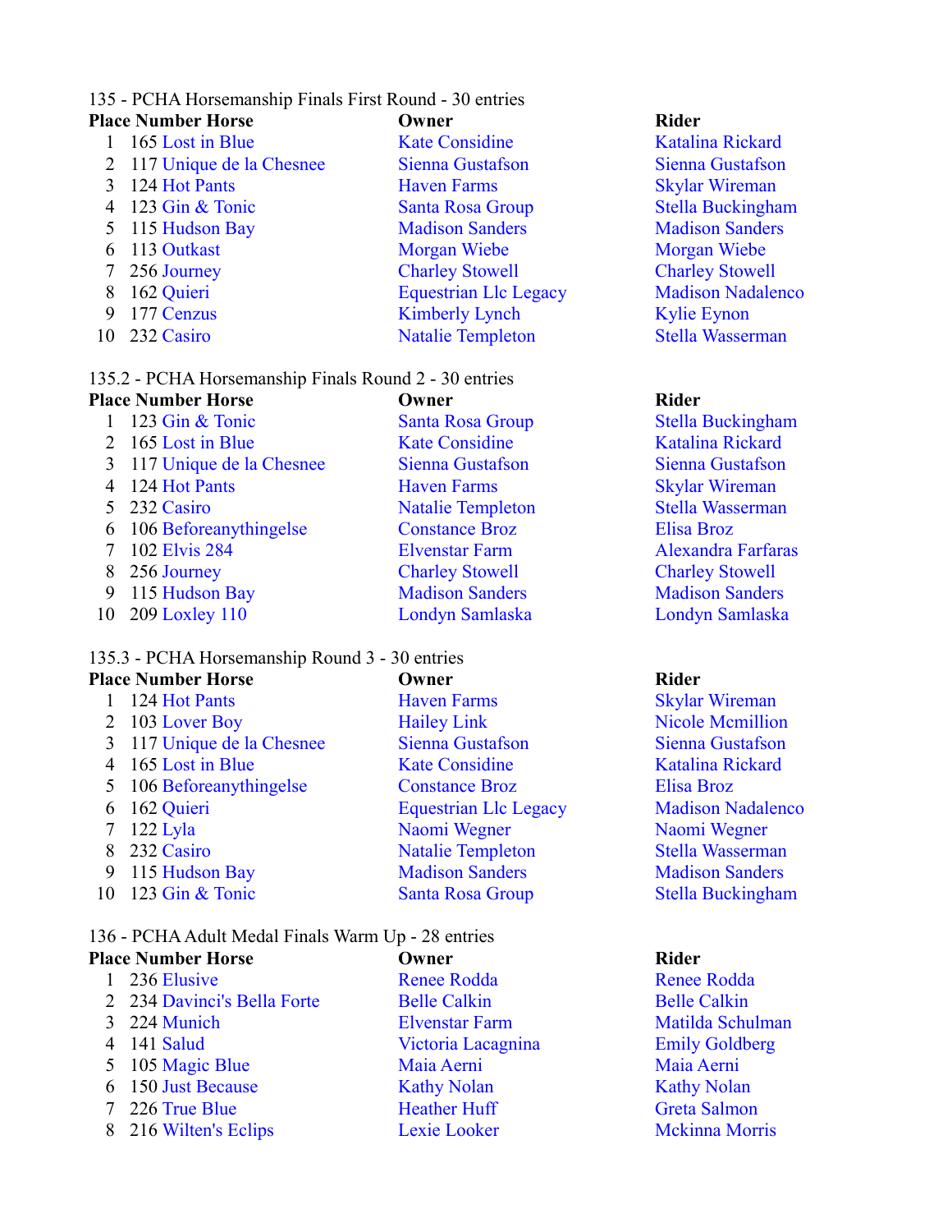135 - PCHA Horsemanship Finals First Round - 30 entries

| Place | Number | Horse | Owner | Rider |
|---|---|---|---|---|
| 1 | 165 | Lost in Blue | Kate Considine | Katalina Rickard |
| 2 | 117 | Unique de la Chesnee | Sienna Gustafson | Sienna Gustafson |
| 3 | 124 | Hot Pants | Haven Farms | Skylar Wireman |
| 4 | 123 | Gin & Tonic | Santa Rosa Group | Stella Buckingham |
| 5 | 115 | Hudson Bay | Madison Sanders | Madison Sanders |
| 6 | 113 | Outkast | Morgan Wiebe | Morgan Wiebe |
| 7 | 256 | Journey | Charley Stowell | Charley Stowell |
| 8 | 162 | Quieri | Equestrian Llc Legacy | Madison Nadalenco |
| 9 | 177 | Cenzus | Kimberly Lynch | Kylie Eynon |
| 10 | 232 | Casiro | Natalie Templeton | Stella Wasserman |

135.2 - PCHA Horsemanship Finals Round 2 - 30 entries

| Place | Number | Horse | Owner | Rider |
|---|---|---|---|---|
| 1 | 123 | Gin & Tonic | Santa Rosa Group | Stella Buckingham |
| 2 | 165 | Lost in Blue | Kate Considine | Katalina Rickard |
| 3 | 117 | Unique de la Chesnee | Sienna Gustafson | Sienna Gustafson |
| 4 | 124 | Hot Pants | Haven Farms | Skylar Wireman |
| 5 | 232 | Casiro | Natalie Templeton | Stella Wasserman |
| 6 | 106 | Beforeanythingelse | Constance Broz | Elisa Broz |
| 7 | 102 | Elvis 284 | Elvenstar Farm | Alexandra Farfaras |
| 8 | 256 | Journey | Charley Stowell | Charley Stowell |
| 9 | 115 | Hudson Bay | Madison Sanders | Madison Sanders |
| 10 | 209 | Loxley 110 | Londyn Samlaska | Londyn Samlaska |

135.3 - PCHA Horsemanship Round 3 - 30 entries

| Place | Number | Horse | Owner | Rider |
|---|---|---|---|---|
| 1 | 124 | Hot Pants | Haven Farms | Skylar Wireman |
| 2 | 103 | Lover Boy | Hailey Link | Nicole Mcmillion |
| 3 | 117 | Unique de la Chesnee | Sienna Gustafson | Sienna Gustafson |
| 4 | 165 | Lost in Blue | Kate Considine | Katalina Rickard |
| 5 | 106 | Beforeanythingelse | Constance Broz | Elisa Broz |
| 6 | 162 | Quieri | Equestrian Llc Legacy | Madison Nadalenco |
| 7 | 122 | Lyla | Naomi Wegner | Naomi Wegner |
| 8 | 232 | Casiro | Natalie Templeton | Stella Wasserman |
| 9 | 115 | Hudson Bay | Madison Sanders | Madison Sanders |
| 10 | 123 | Gin & Tonic | Santa Rosa Group | Stella Buckingham |

136 - PCHA Adult Medal Finals Warm Up - 28 entries

| Place | Number | Horse | Owner | Rider |
|---|---|---|---|---|
| 1 | 236 | Elusive | Renee Rodda | Renee Rodda |
| 2 | 234 | Davinci's Bella Forte | Belle Calkin | Belle Calkin |
| 3 | 224 | Munich | Elvenstar Farm | Matilda Schulman |
| 4 | 141 | Salud | Victoria Lacagnina | Emily Goldberg |
| 5 | 105 | Magic Blue | Maia Aerni | Maia Aerni |
| 6 | 150 | Just Because | Kathy Nolan | Kathy Nolan |
| 7 | 226 | True Blue | Heather Huff | Greta Salmon |
| 8 | 216 | Wilten's Eclips | Lexie Looker | Mckinna Morris |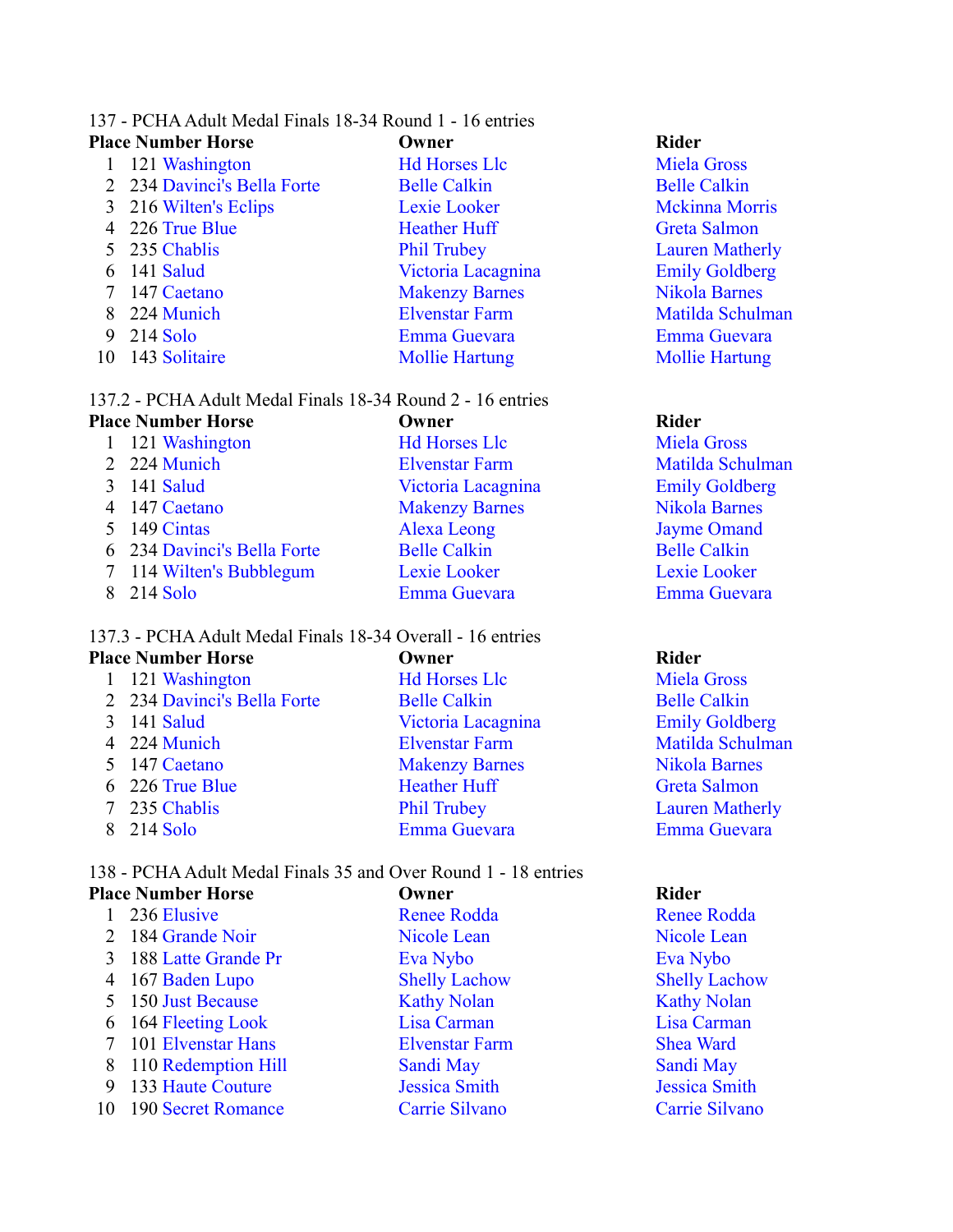137 - PCHA Adult Medal Finals 18-34 Round 1 - 16 entries

| Place | Number | Horse | Owner | Rider |
|---|---|---|---|---|
| 1 | 121 | Washington | Hd Horses Llc | Miela Gross |
| 2 | 234 | Davinci's Bella Forte | Belle Calkin | Belle Calkin |
| 3 | 216 | Wilten's Eclips | Lexie Looker | Mckinna Morris |
| 4 | 226 | True Blue | Heather Huff | Greta Salmon |
| 5 | 235 | Chablis | Phil Trubey | Lauren Matherly |
| 6 | 141 | Salud | Victoria Lacagnina | Emily Goldberg |
| 7 | 147 | Caetano | Makenzy Barnes | Nikola Barnes |
| 8 | 224 | Munich | Elvenstar Farm | Matilda Schulman |
| 9 | 214 | Solo | Emma Guevara | Emma Guevara |
| 10 | 143 | Solitaire | Mollie Hartung | Mollie Hartung |

137.2 - PCHA Adult Medal Finals 18-34 Round 2 - 16 entries

| Place | Number | Horse | Owner | Rider |
|---|---|---|---|---|
| 1 | 121 | Washington | Hd Horses Llc | Miela Gross |
| 2 | 224 | Munich | Elvenstar Farm | Matilda Schulman |
| 3 | 141 | Salud | Victoria Lacagnina | Emily Goldberg |
| 4 | 147 | Caetano | Makenzy Barnes | Nikola Barnes |
| 5 | 149 | Cintas | Alexa Leong | Jayme Omand |
| 6 | 234 | Davinci's Bella Forte | Belle Calkin | Belle Calkin |
| 7 | 114 | Wilten's Bubblegum | Lexie Looker | Lexie Looker |
| 8 | 214 | Solo | Emma Guevara | Emma Guevara |

137.3 - PCHA Adult Medal Finals 18-34 Overall - 16 entries

| Place | Number | Horse | Owner | Rider |
|---|---|---|---|---|
| 1 | 121 | Washington | Hd Horses Llc | Miela Gross |
| 2 | 234 | Davinci's Bella Forte | Belle Calkin | Belle Calkin |
| 3 | 141 | Salud | Victoria Lacagnina | Emily Goldberg |
| 4 | 224 | Munich | Elvenstar Farm | Matilda Schulman |
| 5 | 147 | Caetano | Makenzy Barnes | Nikola Barnes |
| 6 | 226 | True Blue | Heather Huff | Greta Salmon |
| 7 | 235 | Chablis | Phil Trubey | Lauren Matherly |
| 8 | 214 | Solo | Emma Guevara | Emma Guevara |

138 - PCHA Adult Medal Finals 35 and Over Round 1 - 18 entries

| Place | Number | Horse | Owner | Rider |
|---|---|---|---|---|
| 1 | 236 | Elusive | Renee Rodda | Renee Rodda |
| 2 | 184 | Grande Noir | Nicole Lean | Nicole Lean |
| 3 | 188 | Latte Grande Pr | Eva Nybo | Eva Nybo |
| 4 | 167 | Baden Lupo | Shelly Lachow | Shelly Lachow |
| 5 | 150 | Just Because | Kathy Nolan | Kathy Nolan |
| 6 | 164 | Fleeting Look | Lisa Carman | Lisa Carman |
| 7 | 101 | Elvenstar Hans | Elvenstar Farm | Shea Ward |
| 8 | 110 | Redemption Hill | Sandi May | Sandi May |
| 9 | 133 | Haute Couture | Jessica Smith | Jessica Smith |
| 10 | 190 | Secret Romance | Carrie Silvano | Carrie Silvano |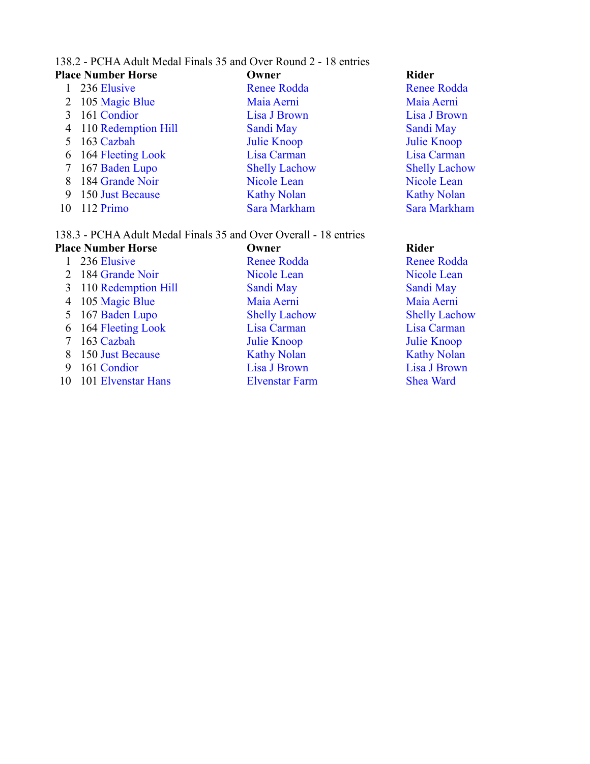138.2 - PCHA Adult Medal Finals 35 and Over Round 2 - 18 entries

| Place | Number | Horse | Owner | Rider |
|---|---|---|---|---|
| 1 | 236 | Elusive | Renee Rodda | Renee Rodda |
| 2 | 105 | Magic Blue | Maia Aerni | Maia Aerni |
| 3 | 161 | Condior | Lisa J Brown | Lisa J Brown |
| 4 | 110 | Redemption Hill | Sandi May | Sandi May |
| 5 | 163 | Cazbah | Julie Knoop | Julie Knoop |
| 6 | 164 | Fleeting Look | Lisa Carman | Lisa Carman |
| 7 | 167 | Baden Lupo | Shelly Lachow | Shelly Lachow |
| 8 | 184 | Grande Noir | Nicole Lean | Nicole Lean |
| 9 | 150 | Just Because | Kathy Nolan | Kathy Nolan |
| 10 | 112 | Primo | Sara Markham | Sara Markham |

138.3 - PCHA Adult Medal Finals 35 and Over Overall - 18 entries

| Place | Number | Horse | Owner | Rider |
|---|---|---|---|---|
| 1 | 236 | Elusive | Renee Rodda | Renee Rodda |
| 2 | 184 | Grande Noir | Nicole Lean | Nicole Lean |
| 3 | 110 | Redemption Hill | Sandi May | Sandi May |
| 4 | 105 | Magic Blue | Maia Aerni | Maia Aerni |
| 5 | 167 | Baden Lupo | Shelly Lachow | Shelly Lachow |
| 6 | 164 | Fleeting Look | Lisa Carman | Lisa Carman |
| 7 | 163 | Cazbah | Julie Knoop | Julie Knoop |
| 8 | 150 | Just Because | Kathy Nolan | Kathy Nolan |
| 9 | 161 | Condior | Lisa J Brown | Lisa J Brown |
| 10 | 101 | Elvenstar Hans | Elvenstar Farm | Shea Ward |